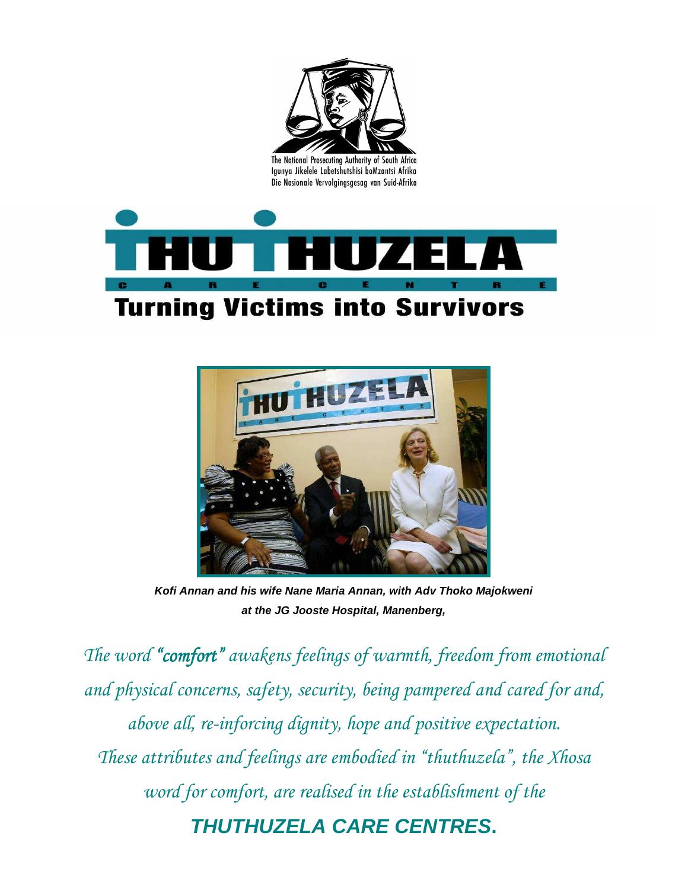The National Prosecuting Authority of South Africa
Igunya Jikelele Labetshutshisi boMzantsi Afrika
Die Nasionale Vervolgingsgesag van Suid-Afrika

# THUTHUZELA

CARE CENTRE

## Turning Victims into Survivors

***Kofi Annan and his wife Nane Maria Annan, with Adv Thoko Majokweni at the JG Jooste Hospital, Manenberg,***

*The word **"comfort"** awakens feelings of warmth, freedom from emotional and physical concerns, safety, security, being pampered and cared for and, above all, re-inforcing dignity, hope and positive expectation. These attributes and feelings are embodied in "thuthuzela", the Xhosa word for comfort, are realised in the establishment of the*

***THUTHUZELA CARE CENTRES.***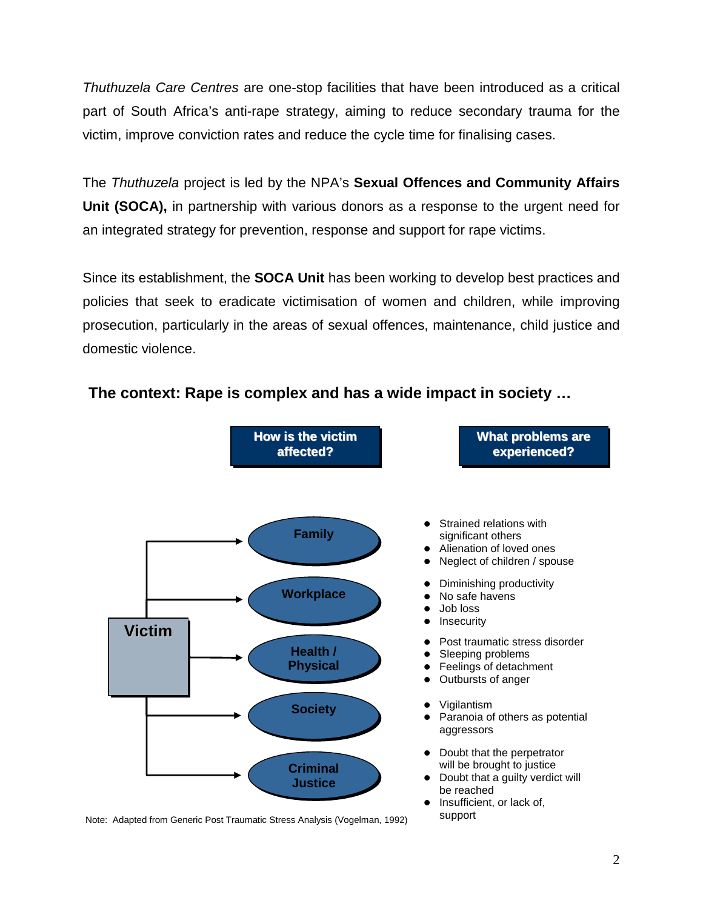*Thuthuzela Care Centres* are one-stop facilities that have been introduced as a critical part of South Africa's anti-rape strategy, aiming to reduce secondary trauma for the victim, improve conviction rates and reduce the cycle time for finalising cases.

The *Thuthuzela* project is led by the NPA's **Sexual Offences and Community Affairs Unit (SOCA),** in partnership with various donors as a response to the urgent need for an integrated strategy for prevention, response and support for rape victims.

Since its establishment, the **SOCA Unit** has been working to develop best practices and policies that seek to eradicate victimisation of women and children, while improving prosecution, particularly in the areas of sexual offences, maintenance, child justice and domestic violence.

### The context: Rape is complex and has a wide impact in society …

**Victim**

| How is the victim affected? | What problems are experienced? |
|---|---|
| Family | • Strained relations with significant others<br>• Alienation of loved ones<br>• Neglect of children / spouse |
| Workplace | • Diminishing productivity<br>• No safe havens<br>• Job loss<br>• Insecurity |
| Health / Physical | • Post traumatic stress disorder<br>• Sleeping problems<br>• Feelings of detachment<br>• Outbursts of anger |
| Society | • Vigilantism<br>• Paranoia of others as potential aggressors |
| Criminal Justice | • Doubt that the perpetrator will be brought to justice<br>• Doubt that a guilty verdict will be reached<br>• Insufficient, or lack of, support |

Note: Adapted from Generic Post Traumatic Stress Analysis (Vogelman, 1992)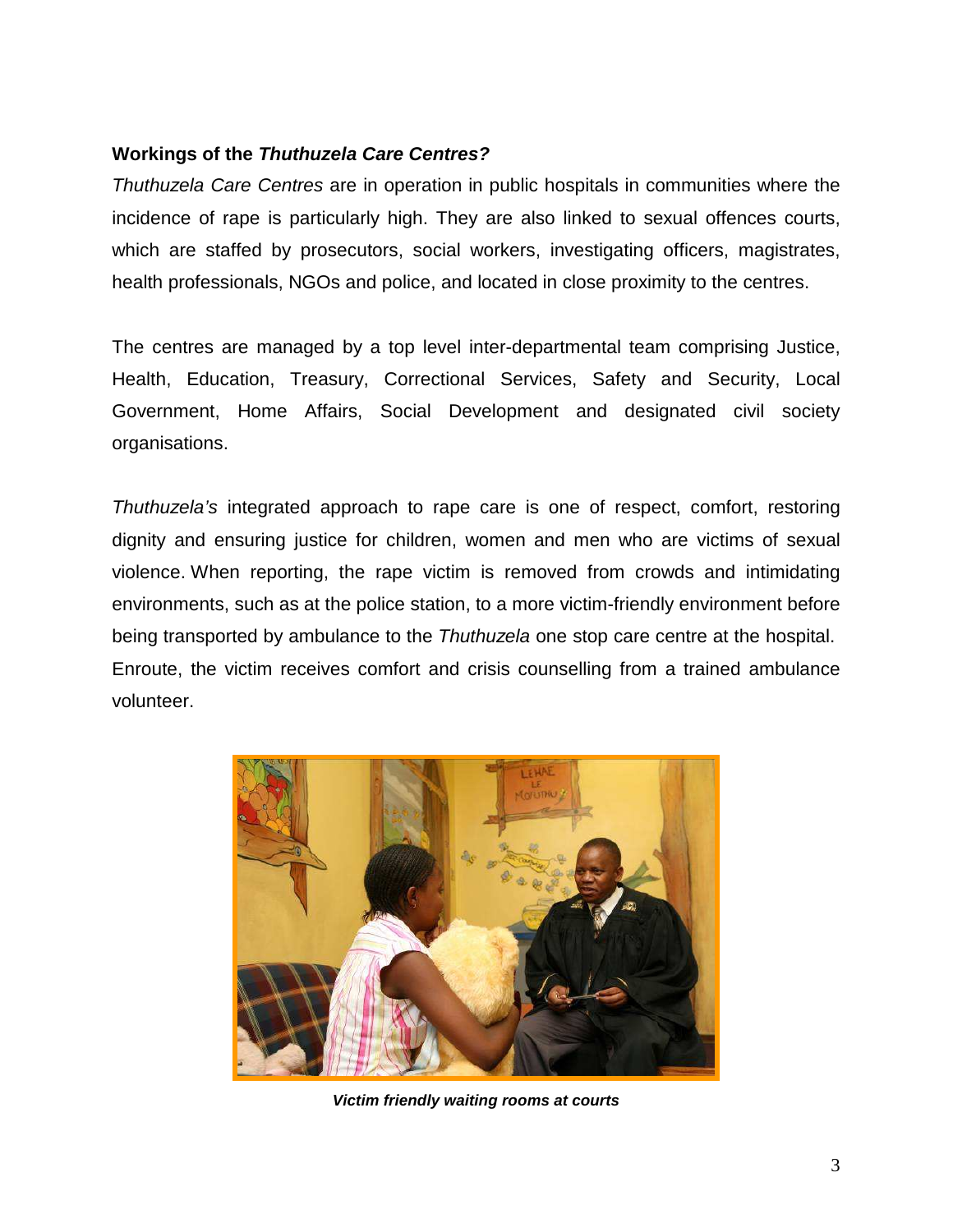**Workings of the *Thuthuzela Care Centres?***

*Thuthuzela Care Centres* are in operation in public hospitals in communities where the incidence of rape is particularly high. They are also linked to sexual offences courts, which are staffed by prosecutors, social workers, investigating officers, magistrates, health professionals, NGOs and police, and located in close proximity to the centres.

The centres are managed by a top level inter-departmental team comprising Justice, Health, Education, Treasury, Correctional Services, Safety and Security, Local Government, Home Affairs, Social Development and designated civil society organisations.

*Thuthuzela's* integrated approach to rape care is one of respect, comfort, restoring dignity and ensuring justice for children, women and men who are victims of sexual violence. When reporting, the rape victim is removed from crowds and intimidating environments, such as at the police station, to a more victim-friendly environment before being transported by ambulance to the *Thuthuzela* one stop care centre at the hospital. Enroute, the victim receives comfort and crisis counselling from a trained ambulance volunteer.

***Victim friendly waiting rooms at courts***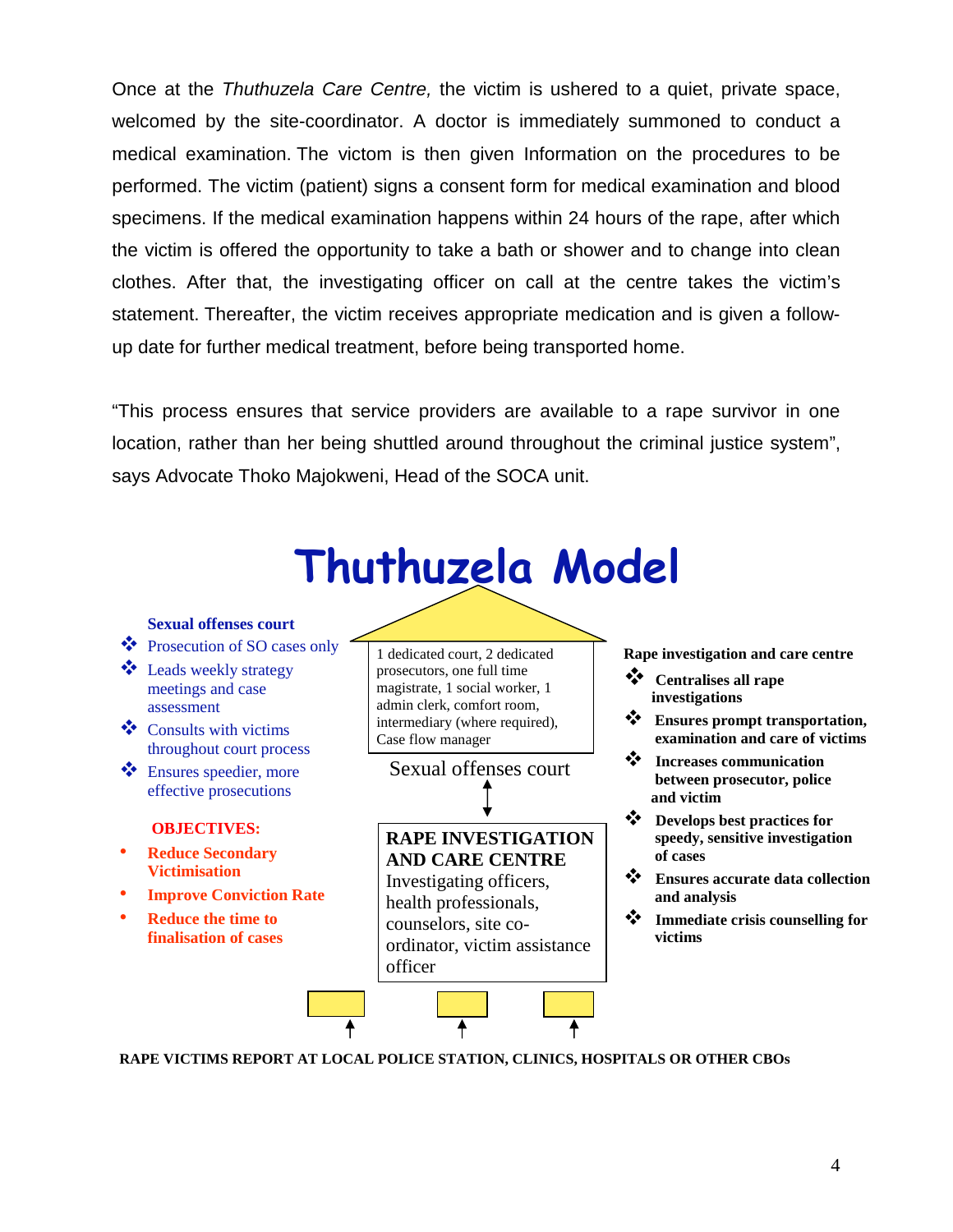Once at the *Thuthuzela Care Centre,* the victim is ushered to a quiet, private space, welcomed by the site-coordinator. A doctor is immediately summoned to conduct a medical examination. The victom is then given Information on the procedures to be performed. The victim (patient) signs a consent form for medical examination and blood specimens. If the medical examination happens within 24 hours of the rape, after which the victim is offered the opportunity to take a bath or shower and to change into clean clothes. After that, the investigating officer on call at the centre takes the victim's statement. Thereafter, the victim receives appropriate medication and is given a follow-up date for further medical treatment, before being transported home.

"This process ensures that service providers are available to a rape survivor in one location, rather than her being shuttled around throughout the criminal justice system", says Advocate Thoko Majokweni, Head of the SOCA unit.

# Thuthuzela Model

**Sexual offenses court**

- Prosecution of SO cases only
- Leads weekly strategy meetings and case assessment
- Consults with victims throughout court process
- Ensures speedier, more effective prosecutions

**OBJECTIVES:**

- **Reduce Secondary Victimisation**
- **Improve Conviction Rate**
- **Reduce the time to finalisation of cases**

1 dedicated court, 2 dedicated prosecutors, one full time magistrate, 1 social worker, 1 admin clerk, comfort room, intermediary (where required), Case flow manager

Sexual offenses court

↕

**RAPE INVESTIGATION AND CARE CENTRE**
Investigating officers, health professionals, counselors, site co-ordinator, victim assistance officer

**Rape investigation and care centre**

- **Centralises all rape investigations**
- **Ensures prompt transportation, examination and care of victims**
- **Increases communication between prosecutor, police and victim**
- **Develops best practices for speedy, sensitive investigation of cases**
- **Ensures accurate data collection and analysis**
- **Immediate crisis counselling for victims**

**RAPE VICTIMS REPORT AT LOCAL POLICE STATION, CLINICS, HOSPITALS OR OTHER CBOs**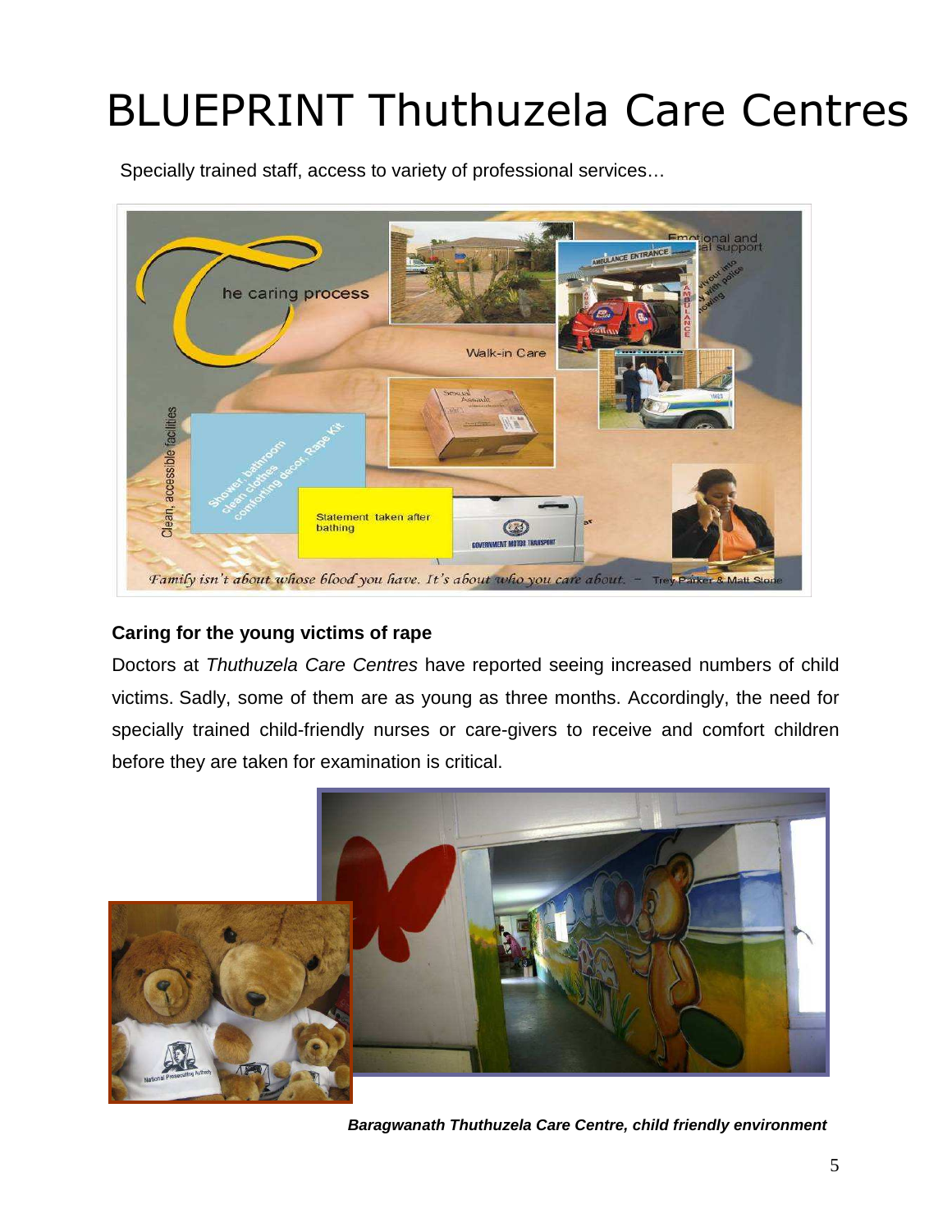# BLUEPRINT Thuthuzela Care Centres

Specially trained staff, access to variety of professional services…

**Caring for the young victims of rape**

Doctors at *Thuthuzela Care Centres* have reported seeing increased numbers of child victims. Sadly, some of them are as young as three months. Accordingly, the need for specially trained child-friendly nurses or care-givers to receive and comfort children before they are taken for examination is critical.

***Baragwanath Thuthuzela Care Centre, child friendly environment***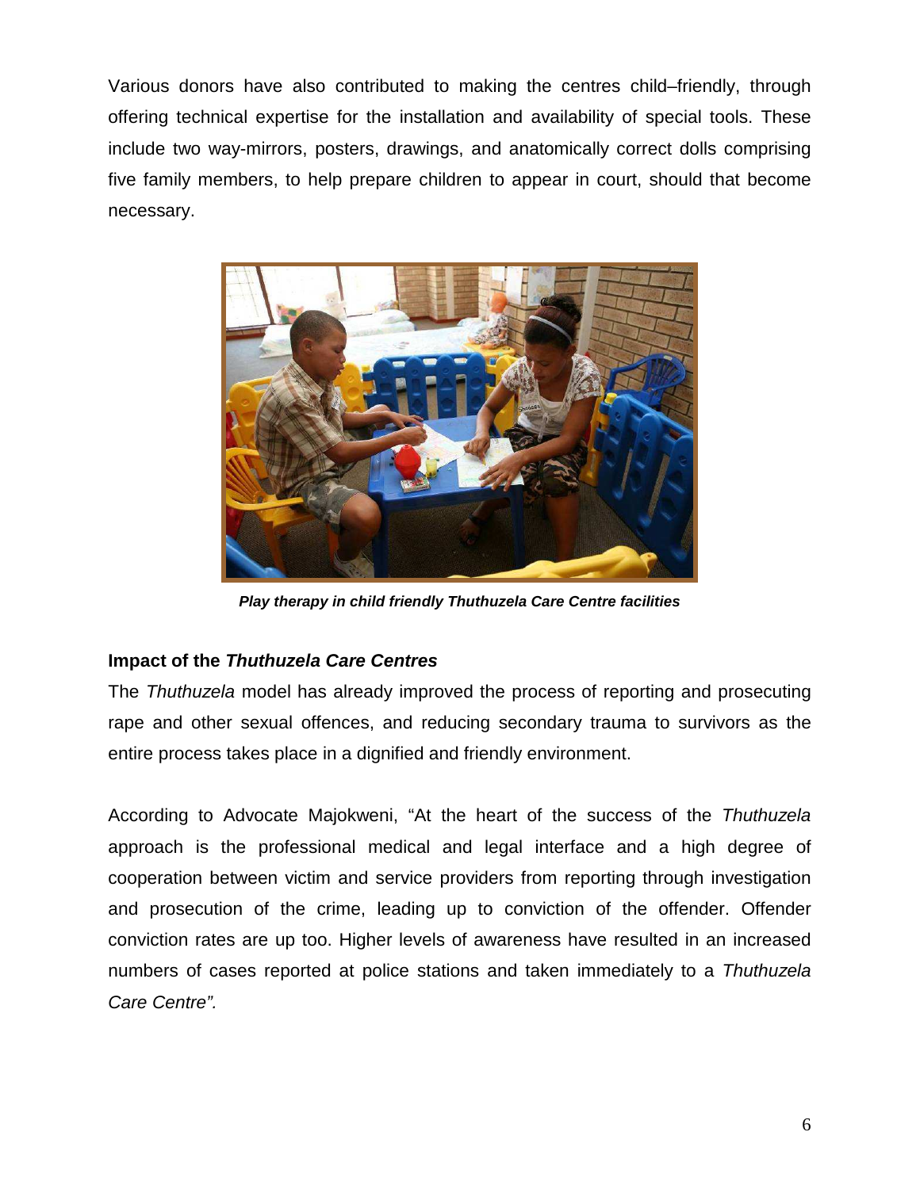Various donors have also contributed to making the centres child–friendly, through offering technical expertise for the installation and availability of special tools. These include two way-mirrors, posters, drawings, and anatomically correct dolls comprising five family members, to help prepare children to appear in court, should that become necessary.

***Play therapy in child friendly Thuthuzela Care Centre facilities***

**Impact of the *Thuthuzela Care Centres***

The *Thuthuzela* model has already improved the process of reporting and prosecuting rape and other sexual offences, and reducing secondary trauma to survivors as the entire process takes place in a dignified and friendly environment.

According to Advocate Majokweni, "At the heart of the success of the *Thuthuzela* approach is the professional medical and legal interface and a high degree of cooperation between victim and service providers from reporting through investigation and prosecution of the crime, leading up to conviction of the offender. Offender conviction rates are up too. Higher levels of awareness have resulted in an increased numbers of cases reported at police stations and taken immediately to a *Thuthuzela Care Centre".*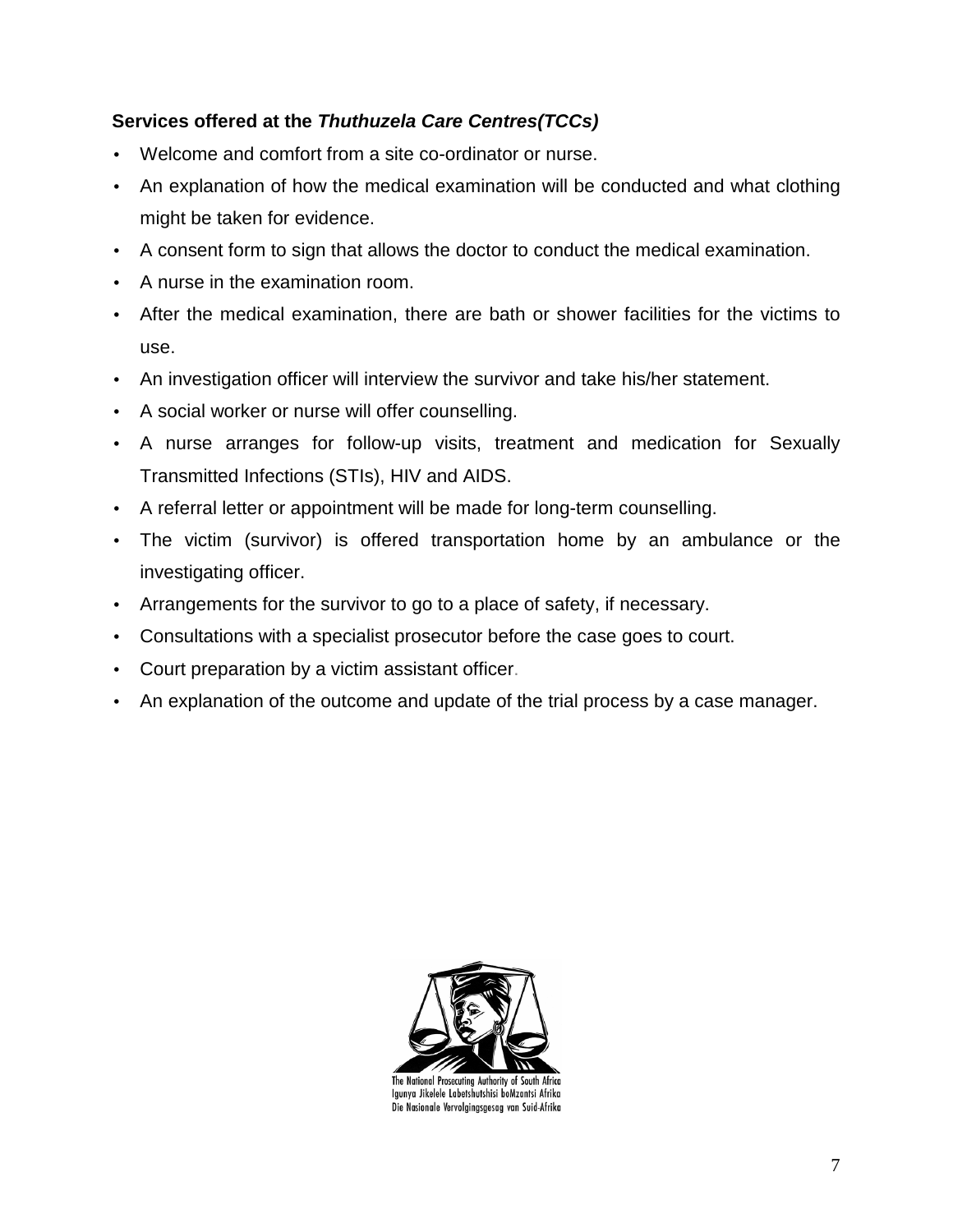**Services offered at the *Thuthuzela Care Centres(TCCs)***

- Welcome and comfort from a site co-ordinator or nurse.
- An explanation of how the medical examination will be conducted and what clothing might be taken for evidence.
- A consent form to sign that allows the doctor to conduct the medical examination.
- A nurse in the examination room.
- After the medical examination, there are bath or shower facilities for the victims to use.
- An investigation officer will interview the survivor and take his/her statement.
- A social worker or nurse will offer counselling.
- A nurse arranges for follow-up visits, treatment and medication for Sexually Transmitted Infections (STIs), HIV and AIDS.
- A referral letter or appointment will be made for long-term counselling.
- The victim (survivor) is offered transportation home by an ambulance or the investigating officer.
- Arrangements for the survivor to go to a place of safety, if necessary.
- Consultations with a specialist prosecutor before the case goes to court.
- Court preparation by a victim assistant officer.
- An explanation of the outcome and update of the trial process by a case manager.

The National Prosecuting Authority of South Africa
Igunya Jikelele Labetshutshisi boMzantsi Afrika
Die Nasionale Vervolgingsgesag van Suid-Afrika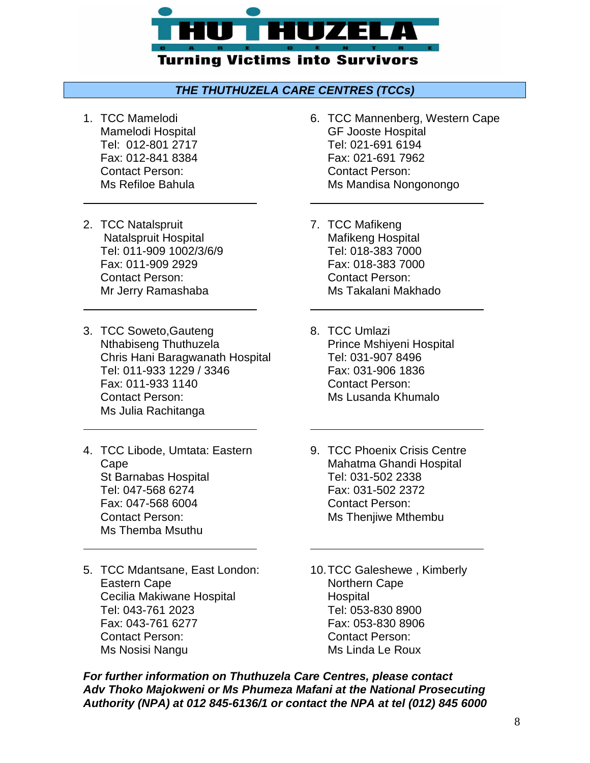THUTHUZELA CARE CENTRE

Turning Victims into Survivors

## *THE THUTHUZELA CARE CENTRES (TCCs)*

1. TCC Mamelodi
   Mamelodi Hospital
   Tel: 012-801 2717
   Fax: 012-841 8384
   Contact Person:
   Ms Refiloe Bahula

2. TCC Natalspruit
   Natalspruit Hospital
   Tel: 011-909 1002/3/6/9
   Fax: 011-909 2929
   Contact Person:
   Mr Jerry Ramashaba

3. TCC Soweto,Gauteng
   Nthabiseng Thuthuzela
   Chris Hani Baragwanath Hospital
   Tel: 011-933 1229 / 3346
   Fax: 011-933 1140
   Contact Person:
   Ms Julia Rachitanga

4. TCC Libode, Umtata: Eastern Cape
   St Barnabas Hospital
   Tel: 047-568 6274
   Fax: 047-568 6004
   Contact Person:
   Ms Themba Msuthu

5. TCC Mdantsane, East London: Eastern Cape
   Cecilia Makiwane Hospital
   Tel: 043-761 2023
   Fax: 043-761 6277
   Contact Person:
   Ms Nosisi Nangu

6. TCC Mannenberg, Western Cape
   GF Jooste Hospital
   Tel: 021-691 6194
   Fax: 021-691 7962
   Contact Person:
   Ms Mandisa Nongonongo

7. TCC Mafikeng
   Mafikeng Hospital
   Tel: 018-383 7000
   Fax: 018-383 7000
   Contact Person:
   Ms Takalani Makhado

8. TCC Umlazi
   Prince Mshiyeni Hospital
   Tel: 031-907 8496
   Fax: 031-906 1836
   Contact Person:
   Ms Lusanda Khumalo

9. TCC Phoenix Crisis Centre
   Mahatma Ghandi Hospital
   Tel: 031-502 2338
   Fax: 031-502 2372
   Contact Person:
   Ms Thenjiwe Mthembu

10. TCC Galeshewe , Kimberly
    Northern Cape
    Hospital
    Tel: 053-830 8900
    Fax: 053-830 8906
    Contact Person:
    Ms Linda Le Roux

***For further information on Thuthuzela Care Centres, please contact Adv Thoko Majokweni or Ms Phumeza Mafani at the National Prosecuting Authority (NPA) at 012 845-6136/1 or contact the NPA at tel (012) 845 6000***